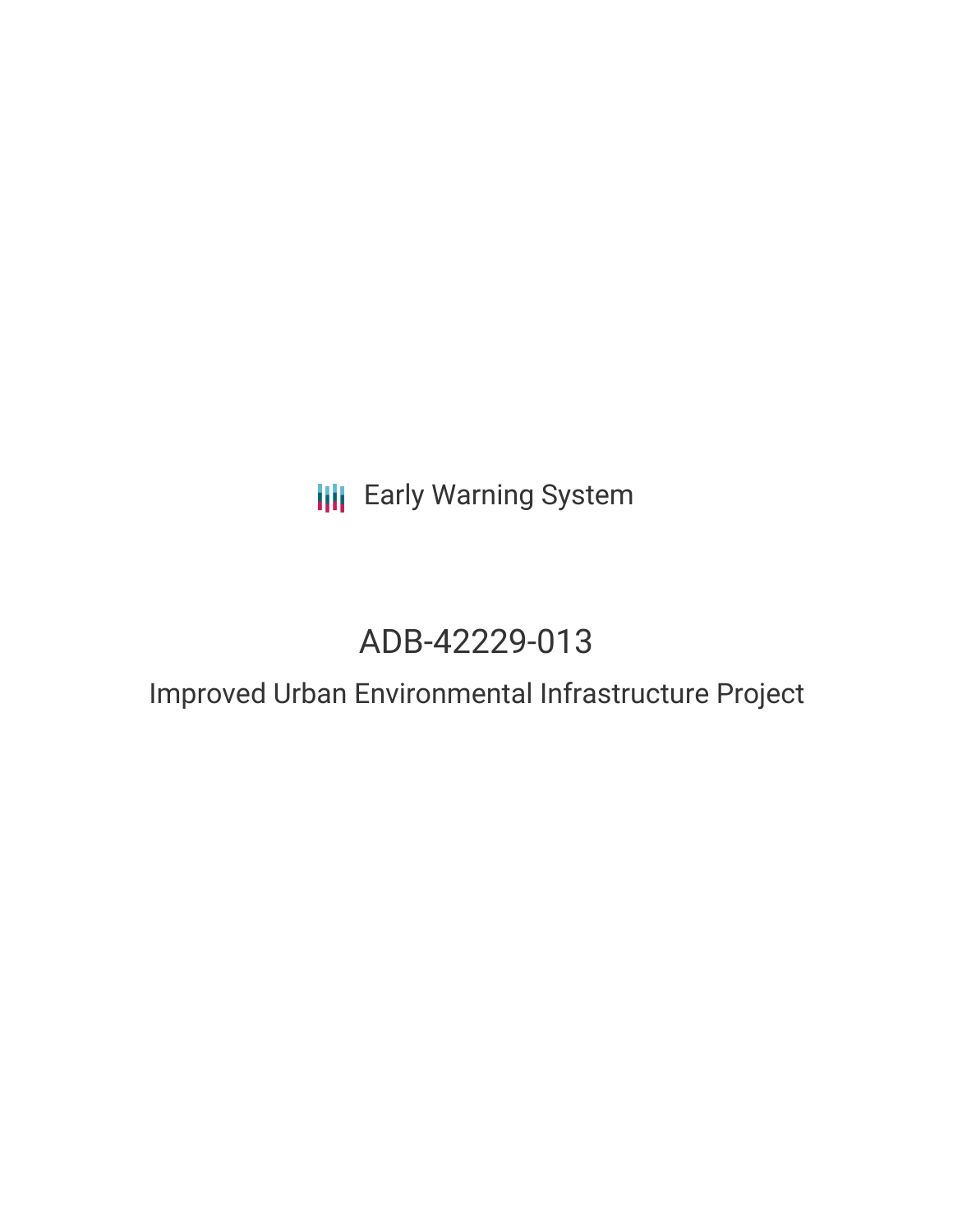Early Warning System

# ADB-42229-013

## Improved Urban Environmental Infrastructure Project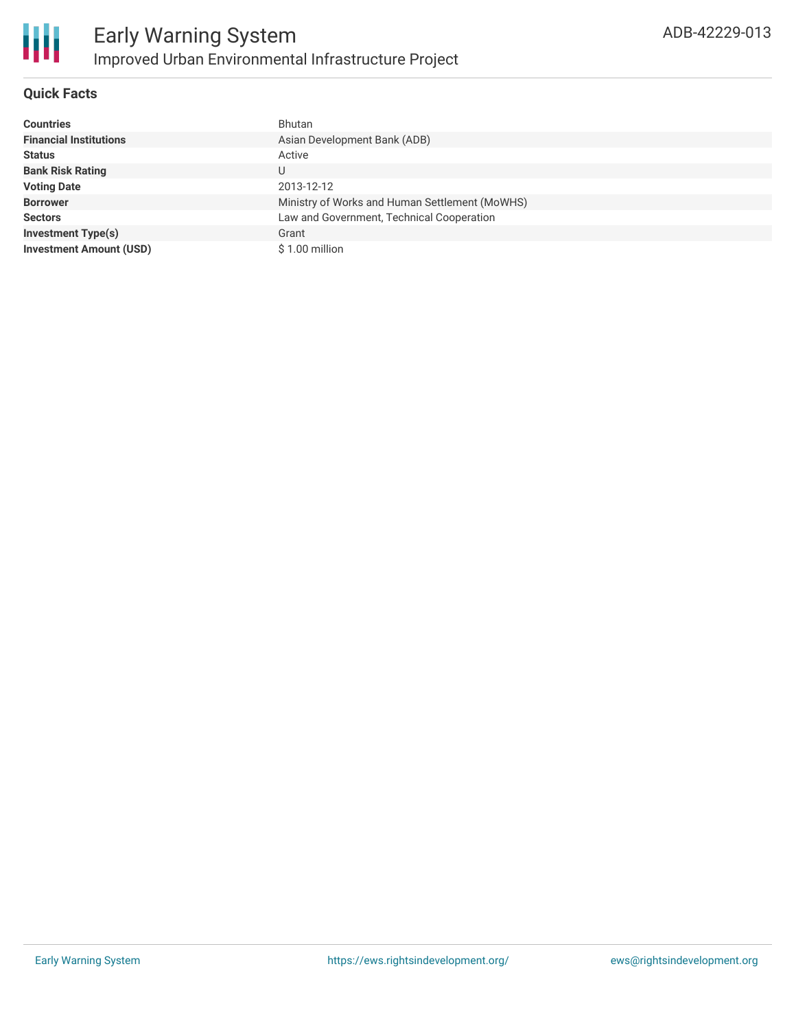# Early Warning System

## Improved Urban Environmental Infrastructure Project

ADB-42229-013

### Quick Facts

| | |
|---|---|
| **Countries** | Bhutan |
| **Financial Institutions** | Asian Development Bank (ADB) |
| **Status** | Active |
| **Bank Risk Rating** | U |
| **Voting Date** | 2013-12-12 |
| **Borrower** | Ministry of Works and Human Settlement (MoWHS) |
| **Sectors** | Law and Government, Technical Cooperation |
| **Investment Type(s)** | Grant |
| **Investment Amount (USD)** | $ 1.00 million |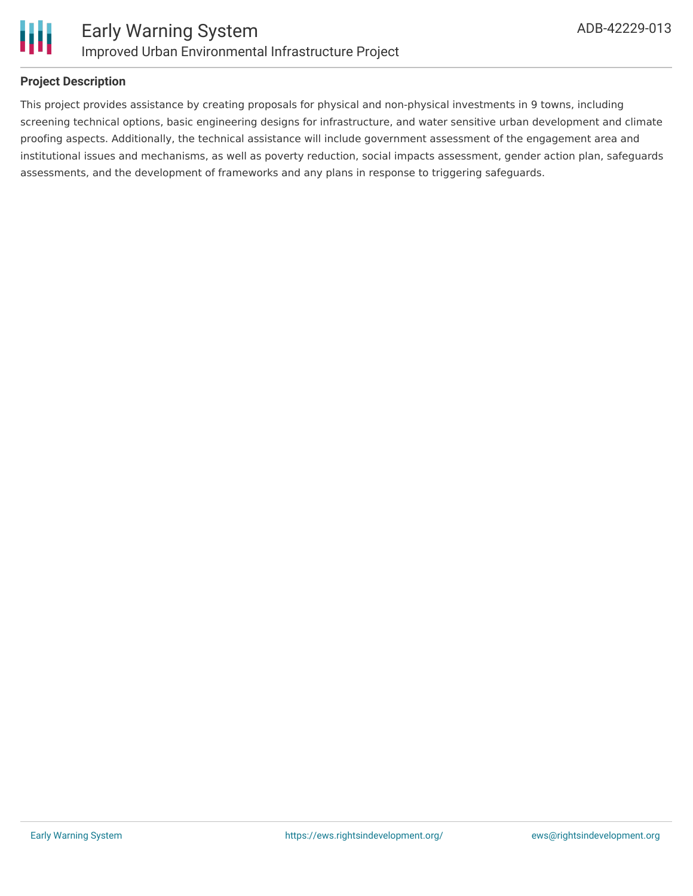### Project Description

This project provides assistance by creating proposals for physical and non-physical investments in 9 towns, including screening technical options, basic engineering designs for infrastructure, and water sensitive urban development and climate proofing aspects. Additionally, the technical assistance will include government assessment of the engagement area and institutional issues and mechanisms, as well as poverty reduction, social impacts assessment, gender action plan, safeguards assessments, and the development of frameworks and any plans in response to triggering safeguards.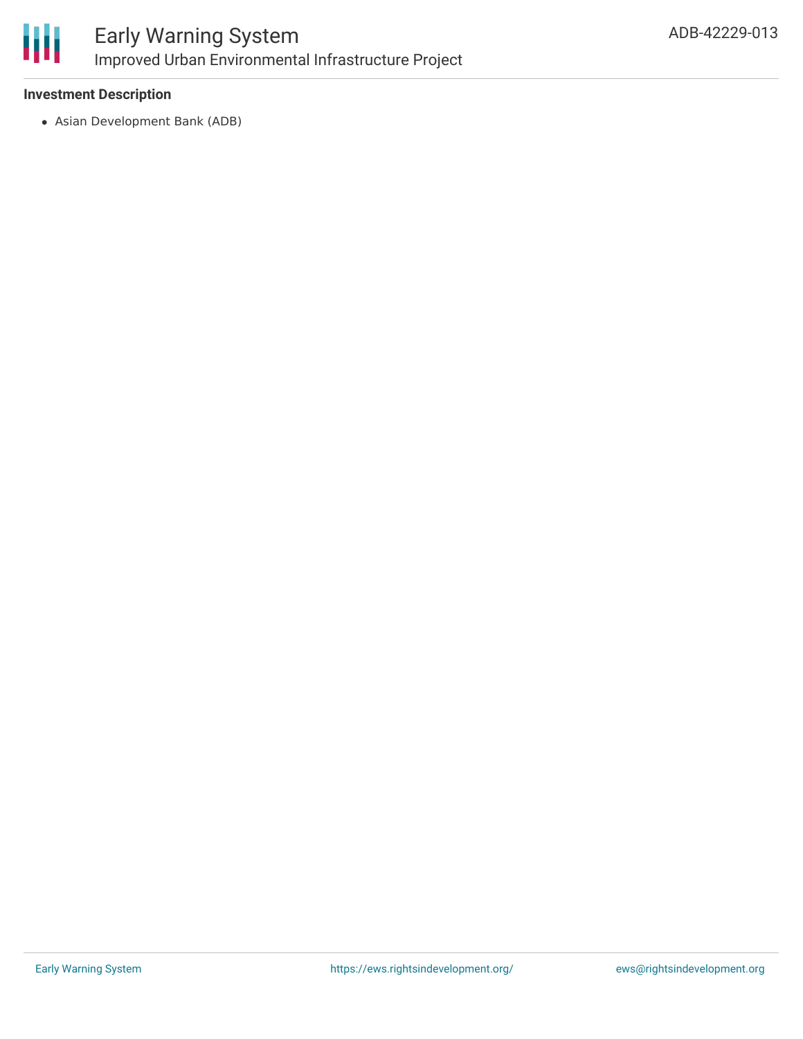**Investment Description**

- Asian Development Bank (ADB)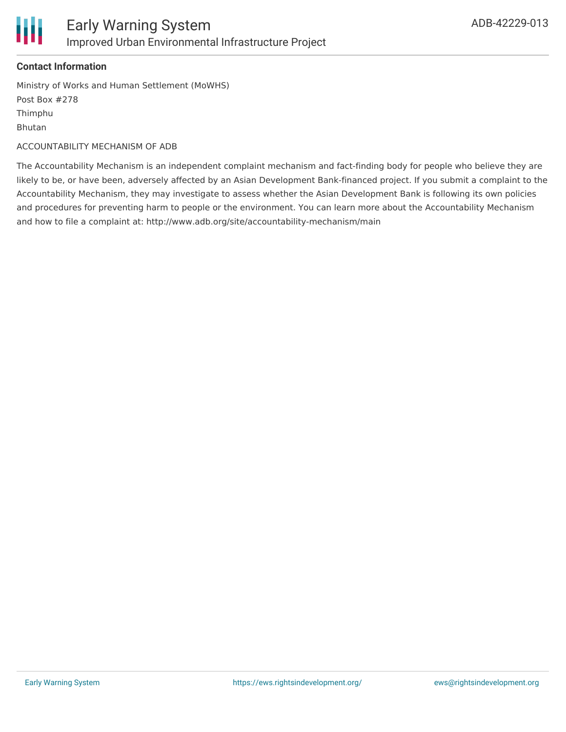**Contact Information**

Ministry of Works and Human Settlement (MoWHS)
Post Box #278
Thimphu
Bhutan

ACCOUNTABILITY MECHANISM OF ADB

The Accountability Mechanism is an independent complaint mechanism and fact-finding body for people who believe they are likely to be, or have been, adversely affected by an Asian Development Bank-financed project. If you submit a complaint to the Accountability Mechanism, they may investigate to assess whether the Asian Development Bank is following its own policies and procedures for preventing harm to people or the environment. You can learn more about the Accountability Mechanism and how to file a complaint at: http://www.adb.org/site/accountability-mechanism/main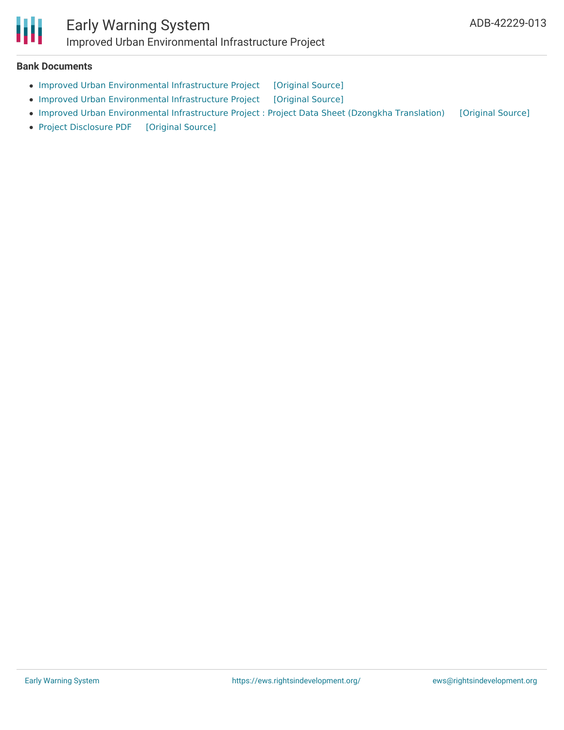### Bank Documents

- Improved Urban Environmental Infrastructure Project [Original Source]
- Improved Urban Environmental Infrastructure Project [Original Source]
- Improved Urban Environmental Infrastructure Project : Project Data Sheet (Dzongkha Translation) [Original Source]
- Project Disclosure PDF [Original Source]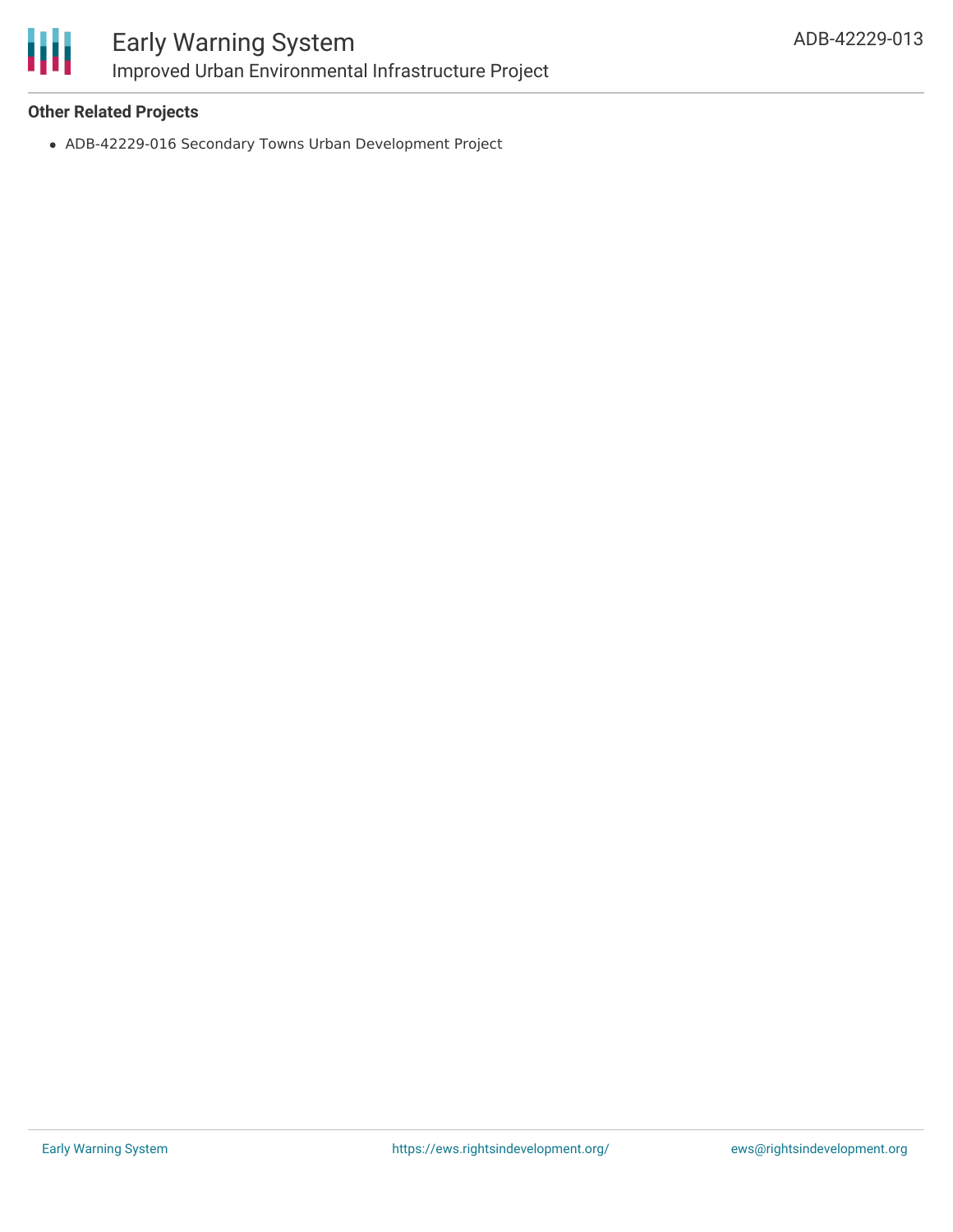**Other Related Projects**

- ADB-42229-016 Secondary Towns Urban Development Project